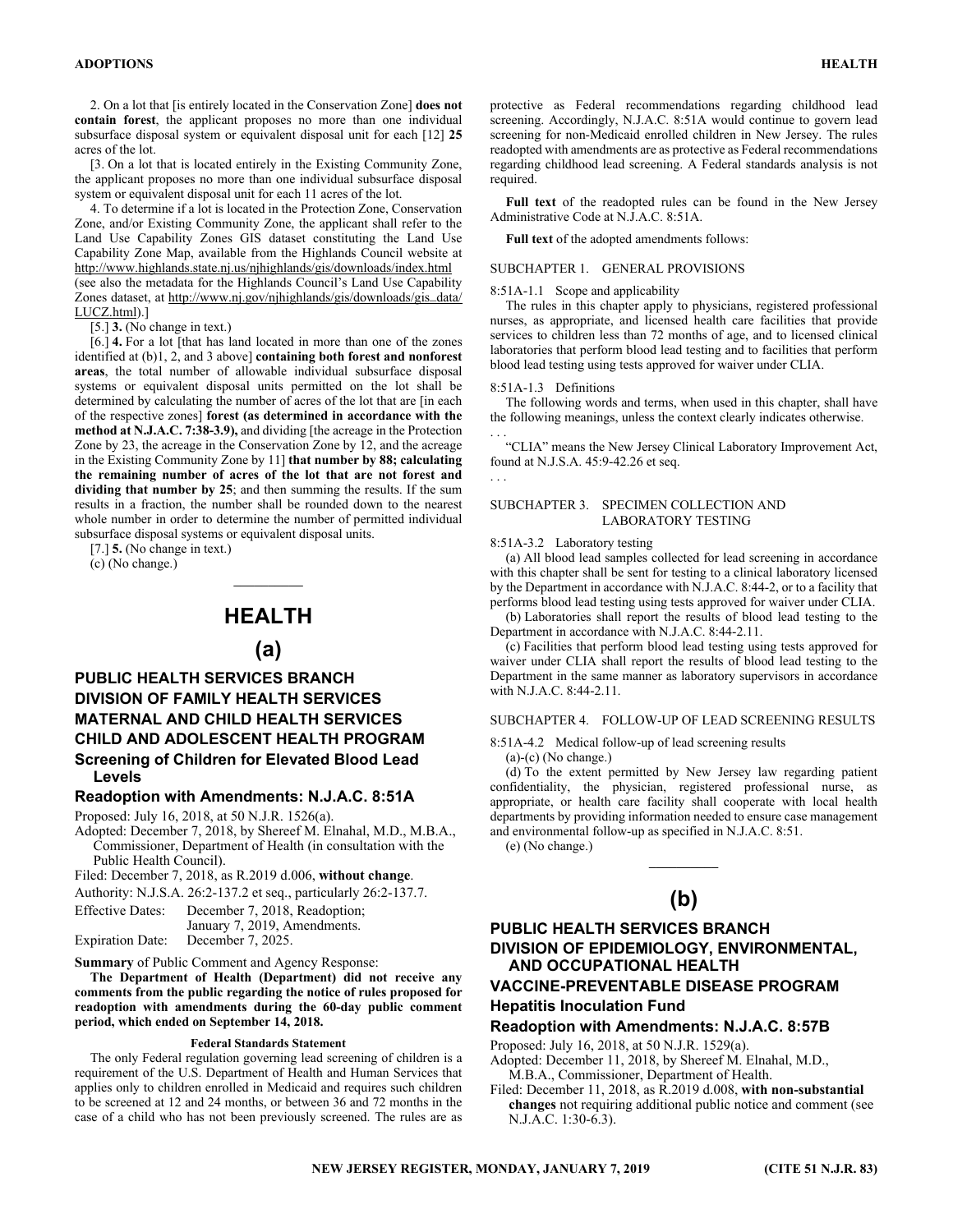2. On a lot that [is entirely located in the Conservation Zone] **does not contain forest**, the applicant proposes no more than one individual subsurface disposal system or equivalent disposal unit for each [12] **25** acres of the lot.

[3. On a lot that is located entirely in the Existing Community Zone, the applicant proposes no more than one individual subsurface disposal system or equivalent disposal unit for each 11 acres of the lot.

4. To determine if a lot is located in the Protection Zone, Conservation Zone, and/or Existing Community Zone, the applicant shall refer to the Land Use Capability Zones GIS dataset constituting the Land Use Capability Zone Map, available from the Highlands Council website at http://www.highlands.state.nj.us/njhighlands/gis/downloads/index.html (see also the metadata for the Highlands Council's Land Use Capability Zones dataset, at http://www.nj.gov/njhighlands/gis/downloads/gis_data/LUCZ.html).]

[5.] **3.** (No change in text.)

[6.] **4.** For a lot [that has land located in more than one of the zones identified at (b)1, 2, and 3 above] **containing both forest and nonforest areas**, the total number of allowable individual subsurface disposal systems or equivalent disposal units permitted on the lot shall be determined by calculating the number of acres of the lot that are [in each of the respective zones] **forest (as determined in accordance with the method at N.J.A.C. 7:38-3.9),** and dividing [the acreage in the Protection Zone by 23, the acreage in the Conservation Zone by 12, and the acreage in the Existing Community Zone by 11] **that number by 88; calculating the remaining number of acres of the lot that are not forest and dividing that number by 25**; and then summing the results. If the sum results in a fraction, the number shall be rounded down to the nearest whole number in order to determine the number of permitted individual subsurface disposal systems or equivalent disposal units.

[7.] **5.** (No change in text.)

(c) (No change.)

# HEALTH

## (a)

### PUBLIC HEALTH SERVICES BRANCH
### DIVISION OF FAMILY HEALTH SERVICES
### MATERNAL AND CHILD HEALTH SERVICES
### CHILD AND ADOLESCENT HEALTH PROGRAM

### Screening of Children for Elevated Blood Lead Levels

### Readoption with Amendments: N.J.A.C. 8:51A

Proposed: July 16, 2018, at 50 N.J.R. 1526(a).

Adopted: December 7, 2018, by Shereef M. Elnahal, M.D., M.B.A., Commissioner, Department of Health (in consultation with the Public Health Council).

Filed: December 7, 2018, as R.2019 d.006, **without change**.

Authority: N.J.S.A. 26:2-137.2 et seq., particularly 26:2-137.7.

Effective Dates: December 7, 2018, Readoption; January 7, 2019, Amendments.

Expiration Date: December 7, 2025.

**Summary** of Public Comment and Agency Response:

**The Department of Health (Department) did not receive any comments from the public regarding the notice of rules proposed for readoption with amendments during the 60-day public comment period, which ended on September 14, 2018.**

**Federal Standards Statement**

The only Federal regulation governing lead screening of children is a requirement of the U.S. Department of Health and Human Services that applies only to children enrolled in Medicaid and requires such children to be screened at 12 and 24 months, or between 36 and 72 months in the case of a child who has not been previously screened. The rules are as protective as Federal recommendations regarding childhood lead screening. Accordingly, N.J.A.C. 8:51A would continue to govern lead screening for non-Medicaid enrolled children in New Jersey. The rules readopted with amendments are as protective as Federal recommendations regarding childhood lead screening. A Federal standards analysis is not required.

**Full text** of the readopted rules can be found in the New Jersey Administrative Code at N.J.A.C. 8:51A.

**Full text** of the adopted amendments follows:

SUBCHAPTER 1. GENERAL PROVISIONS

8:51A-1.1 Scope and applicability

The rules in this chapter apply to physicians, registered professional nurses, as appropriate, and licensed health care facilities that provide services to children less than 72 months of age, and to licensed clinical laboratories that perform blood lead testing and to facilities that perform blood lead testing using tests approved for waiver under CLIA.

8:51A-1.3 Definitions

The following words and terms, when used in this chapter, shall have the following meanings, unless the context clearly indicates otherwise.

. . .

"CLIA" means the New Jersey Clinical Laboratory Improvement Act, found at N.J.S.A. 45:9-42.26 et seq.

. . .

SUBCHAPTER 3. SPECIMEN COLLECTION AND LABORATORY TESTING

8:51A-3.2 Laboratory testing

(a) All blood lead samples collected for lead screening in accordance with this chapter shall be sent for testing to a clinical laboratory licensed by the Department in accordance with N.J.A.C. 8:44-2, or to a facility that performs blood lead testing using tests approved for waiver under CLIA.

(b) Laboratories shall report the results of blood lead testing to the Department in accordance with N.J.A.C. 8:44-2.11.

(c) Facilities that perform blood lead testing using tests approved for waiver under CLIA shall report the results of blood lead testing to the Department in the same manner as laboratory supervisors in accordance with N.J.A.C. 8:44-2.11.

SUBCHAPTER 4. FOLLOW-UP OF LEAD SCREENING RESULTS

8:51A-4.2 Medical follow-up of lead screening results

(a)-(c) (No change.)

(d) To the extent permitted by New Jersey law regarding patient confidentiality, the physician, registered professional nurse, as appropriate, or health care facility shall cooperate with local health departments by providing information needed to ensure case management and environmental follow-up as specified in N.J.A.C. 8:51.

(e) (No change.)

## (b)

### PUBLIC HEALTH SERVICES BRANCH
### DIVISION OF EPIDEMIOLOGY, ENVIRONMENTAL, AND OCCUPATIONAL HEALTH
### VACCINE-PREVENTABLE DISEASE PROGRAM

### Hepatitis Inoculation Fund

### Readoption with Amendments: N.J.A.C. 8:57B

Proposed: July 16, 2018, at 50 N.J.R. 1529(a).

Adopted: December 11, 2018, by Shereef M. Elnahal, M.D., M.B.A., Commissioner, Department of Health.

Filed: December 11, 2018, as R.2019 d.008, **with non-substantial changes** not requiring additional public notice and comment (see N.J.A.C. 1:30-6.3).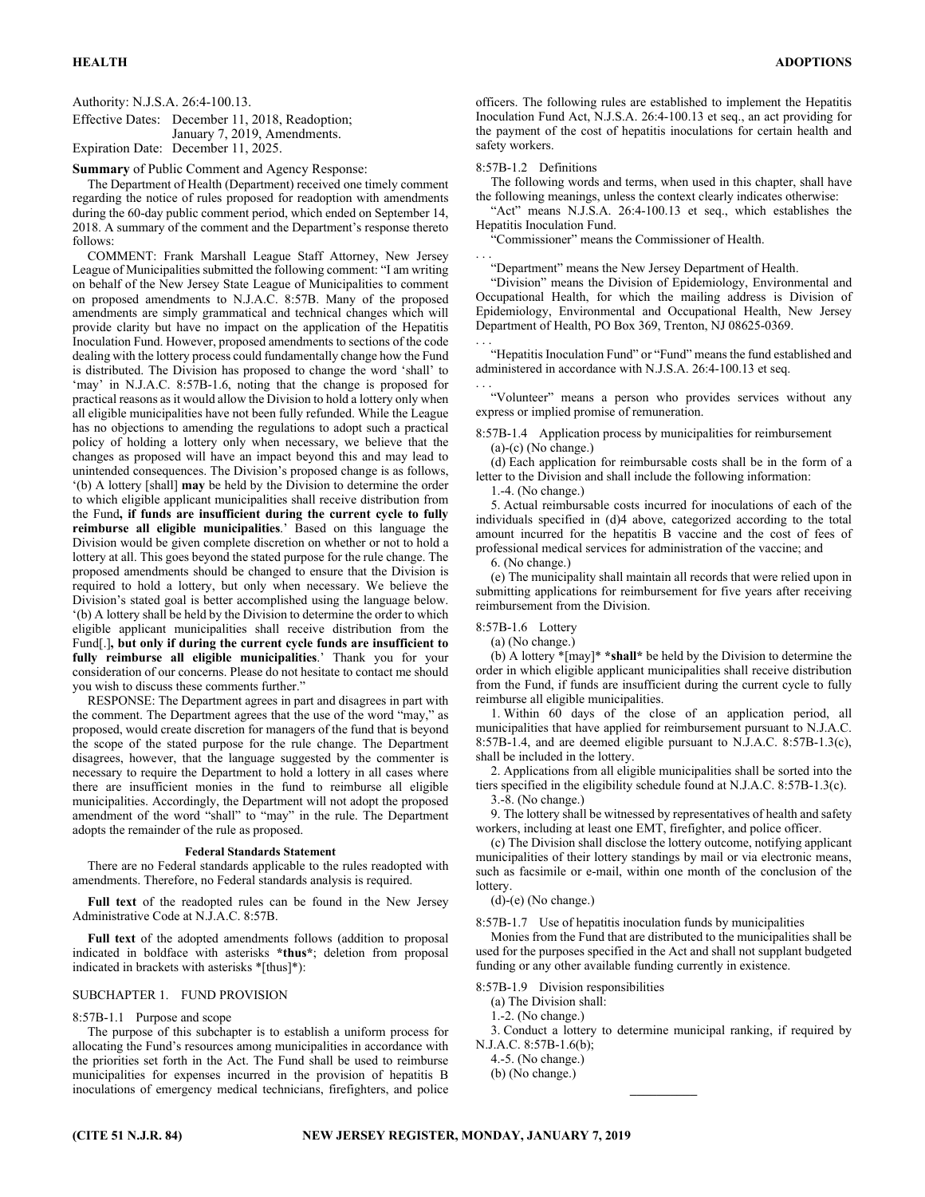Authority: N.J.S.A. 26:4-100.13.

Effective Dates: December 11, 2018, Readoption;
January 7, 2019, Amendments.

Expiration Date: December 11, 2025.

**Summary** of Public Comment and Agency Response:

The Department of Health (Department) received one timely comment regarding the notice of rules proposed for readoption with amendments during the 60-day public comment period, which ended on September 14, 2018. A summary of the comment and the Department's response thereto follows:

COMMENT: Frank Marshall League Staff Attorney, New Jersey League of Municipalities submitted the following comment: "I am writing on behalf of the New Jersey State League of Municipalities to comment on proposed amendments to N.J.A.C. 8:57B. Many of the proposed amendments are simply grammatical and technical changes which will provide clarity but have no impact on the application of the Hepatitis Inoculation Fund. However, proposed amendments to sections of the code dealing with the lottery process could fundamentally change how the Fund is distributed. The Division has proposed to change the word 'shall' to 'may' in N.J.A.C. 8:57B-1.6, noting that the change is proposed for practical reasons as it would allow the Division to hold a lottery only when all eligible municipalities have not been fully refunded. While the League has no objections to amending the regulations to adopt such a practical policy of holding a lottery only when necessary, we believe that the changes as proposed will have an impact beyond this and may lead to unintended consequences. The Division's proposed change is as follows, '(b) A lottery [shall] **may** be held by the Division to determine the order to which eligible applicant municipalities shall receive distribution from the Fund**, if funds are insufficient during the current cycle to fully reimburse all eligible municipalities**.' Based on this language the Division would be given complete discretion on whether or not to hold a lottery at all. This goes beyond the stated purpose for the rule change. The proposed amendments should be changed to ensure that the Division is required to hold a lottery, but only when necessary. We believe the Division's stated goal is better accomplished using the language below. '(b) A lottery shall be held by the Division to determine the order to which eligible applicant municipalities shall receive distribution from the Fund[.]**, but only if during the current cycle funds are insufficient to fully reimburse all eligible municipalities**.' Thank you for your consideration of our concerns. Please do not hesitate to contact me should you wish to discuss these comments further."

RESPONSE: The Department agrees in part and disagrees in part with the comment. The Department agrees that the use of the word "may," as proposed, would create discretion for managers of the fund that is beyond the scope of the stated purpose for the rule change. The Department disagrees, however, that the language suggested by the commenter is necessary to require the Department to hold a lottery in all cases where there are insufficient monies in the fund to reimburse all eligible municipalities. Accordingly, the Department will not adopt the proposed amendment of the word "shall" to "may" in the rule. The Department adopts the remainder of the rule as proposed.

**Federal Standards Statement**

There are no Federal standards applicable to the rules readopted with amendments. Therefore, no Federal standards analysis is required.

**Full text** of the readopted rules can be found in the New Jersey Administrative Code at N.J.A.C. 8:57B.

**Full text** of the adopted amendments follows (addition to proposal indicated in boldface with asterisks ***thus***; deletion from proposal indicated in brackets with asterisks *[thus]*):

SUBCHAPTER 1. FUND PROVISION

8:57B-1.1 Purpose and scope

The purpose of this subchapter is to establish a uniform process for allocating the Fund's resources among municipalities in accordance with the priorities set forth in the Act. The Fund shall be used to reimburse municipalities for expenses incurred in the provision of hepatitis B inoculations of emergency medical technicians, firefighters, and police officers. The following rules are established to implement the Hepatitis Inoculation Fund Act, N.J.S.A. 26:4-100.13 et seq., an act providing for the payment of the cost of hepatitis inoculations for certain health and safety workers.

8:57B-1.2 Definitions

The following words and terms, when used in this chapter, shall have the following meanings, unless the context clearly indicates otherwise:

"Act" means N.J.S.A. 26:4-100.13 et seq., which establishes the Hepatitis Inoculation Fund.

"Commissioner" means the Commissioner of Health.

. . .

"Department" means the New Jersey Department of Health.

"Division" means the Division of Epidemiology, Environmental and Occupational Health, for which the mailing address is Division of Epidemiology, Environmental and Occupational Health, New Jersey Department of Health, PO Box 369, Trenton, NJ 08625-0369.

. . .

"Hepatitis Inoculation Fund" or "Fund" means the fund established and administered in accordance with N.J.S.A. 26:4-100.13 et seq.

. . .

"Volunteer" means a person who provides services without any express or implied promise of remuneration.

8:57B-1.4 Application process by municipalities for reimbursement

(a)-(c) (No change.)

(d) Each application for reimbursable costs shall be in the form of a letter to the Division and shall include the following information:

1.-4. (No change.)

5. Actual reimbursable costs incurred for inoculations of each of the individuals specified in (d)4 above, categorized according to the total amount incurred for the hepatitis B vaccine and the cost of fees of professional medical services for administration of the vaccine; and

6. (No change.)

(e) The municipality shall maintain all records that were relied upon in submitting applications for reimbursement for five years after receiving reimbursement from the Division.

8:57B-1.6 Lottery

(a) (No change.)

(b) A lottery *[may]* ***shall*** be held by the Division to determine the order in which eligible applicant municipalities shall receive distribution from the Fund, if funds are insufficient during the current cycle to fully reimburse all eligible municipalities.

1. Within 60 days of the close of an application period, all municipalities that have applied for reimbursement pursuant to N.J.A.C. 8:57B-1.4, and are deemed eligible pursuant to N.J.A.C. 8:57B-1.3(c), shall be included in the lottery.

2. Applications from all eligible municipalities shall be sorted into the tiers specified in the eligibility schedule found at N.J.A.C. 8:57B-1.3(c).

3.-8. (No change.)

9. The lottery shall be witnessed by representatives of health and safety workers, including at least one EMT, firefighter, and police officer.

(c) The Division shall disclose the lottery outcome, notifying applicant municipalities of their lottery standings by mail or via electronic means, such as facsimile or e-mail, within one month of the conclusion of the lottery.

(d)-(e) (No change.)

8:57B-1.7 Use of hepatitis inoculation funds by municipalities

Monies from the Fund that are distributed to the municipalities shall be used for the purposes specified in the Act and shall not supplant budgeted funding or any other available funding currently in existence.

8:57B-1.9 Division responsibilities

(a) The Division shall:

1.-2. (No change.)

3. Conduct a lottery to determine municipal ranking, if required by N.J.A.C. 8:57B-1.6(b);

4.-5. (No change.)

(b) (No change.)